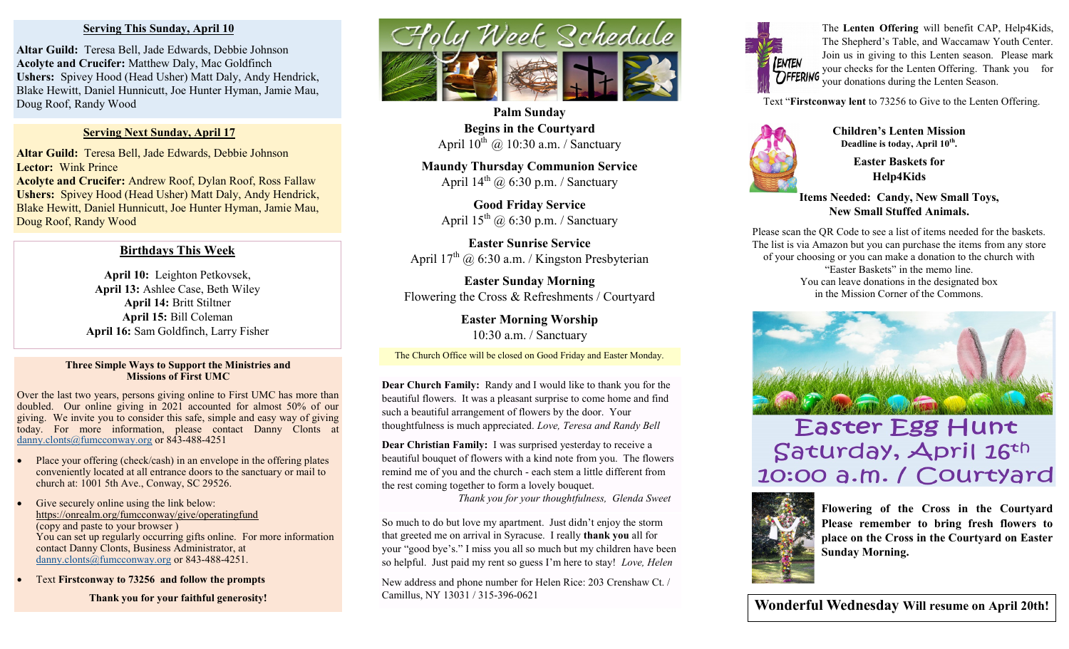## Serving This Sunday, April 10

**Altar Guild:** Teresa Bell, Jade Edwards, Debbie Johnson
**Acolyte and Crucifer:** Matthew Daly, Mac Goldfinch
**Ushers:** Spivey Hood (Head Usher) Matt Daly, Andy Hendrick, Blake Hewitt, Daniel Hunnicutt, Joe Hunter Hyman, Jamie Mau, Doug Roof, Randy Wood

## Serving Next Sunday, April 17

**Altar Guild:** Teresa Bell, Jade Edwards, Debbie Johnson
**Lector:** Wink Prince
**Acolyte and Crucifer:** Andrew Roof, Dylan Roof, Ross Fallaw
**Ushers:** Spivey Hood (Head Usher) Matt Daly, Andy Hendrick, Blake Hewitt, Daniel Hunnicutt, Joe Hunter Hyman, Jamie Mau, Doug Roof, Randy Wood

## Birthdays This Week

**April 10:** Leighton Petkovsek,
**April 13:** Ashlee Case, Beth Wiley
**April 14:** Britt Stiltner
**April 15:** Bill Coleman
**April 16:** Sam Goldfinch, Larry Fisher

### Three Simple Ways to Support the Ministries and Missions of First UMC

Over the last two years, persons giving online to First UMC has more than doubled. Our online giving in 2021 accounted for almost 50% of our giving. We invite you to consider this safe, simple and easy way of giving today. For more information, please contact Danny Clonts at danny.clonts@fumcconway.org or 843-488-4251

- Place your offering (check/cash) in an envelope in the offering plates conveniently located at all entrance doors to the sanctuary or mail to church at: 1001 5th Ave., Conway, SC 29526.
- Give securely online using the link below:
  https://onrealm.org/fumcconway/give/operatingfund
  (copy and paste to your browser )
  You can set up regularly occurring gifts online. For more information contact Danny Clonts, Business Administrator, at danny.clonts@fumcconway.org or 843-488-4251.
- Text **Firstconway to 73256 and follow the prompts**

**Thank you for your faithful generosity!**

# Holy Week Schedule

**Palm Sunday**
**Begins in the Courtyard**
April 10th @ 10:30 a.m. / Sanctuary

**Maundy Thursday Communion Service**
April 14th @ 6:30 p.m. / Sanctuary

**Good Friday Service**
April 15th @ 6:30 p.m. / Sanctuary

**Easter Sunrise Service**
April 17th @ 6:30 a.m. / Kingston Presbyterian

**Easter Sunday Morning**
Flowering the Cross & Refreshments / Courtyard

**Easter Morning Worship**
10:30 a.m. / Sanctuary

The Church Office will be closed on Good Friday and Easter Monday.

**Dear Church Family:** Randy and I would like to thank you for the beautiful flowers. It was a pleasant surprise to come home and find such a beautiful arrangement of flowers by the door. Your thoughtfulness is much appreciated. *Love, Teresa and Randy Bell*

**Dear Christian Family:** I was surprised yesterday to receive a beautiful bouquet of flowers with a kind note from you. The flowers remind me of you and the church - each stem a little different from the rest coming together to form a lovely bouquet.
*Thank you for your thoughtfulness, Glenda Sweet*

So much to do but love my apartment. Just didn't enjoy the storm that greeted me on arrival in Syracuse. I really **thank you** all for your "good bye's." I miss you all so much but my children have been so helpful. Just paid my rent so guess I'm here to stay! *Love, Helen*

New address and phone number for Helen Rice: 203 Crenshaw Ct. / Camillus, NY 13031 / 315-396-0621

The **Lenten Offering** will benefit CAP, Help4Kids, The Shepherd's Table, and Waccamaw Youth Center. Join us in giving to this Lenten season. Please mark your checks for the Lenten Offering. Thank you for your donations during the Lenten Season.

Text "**Firstconway lent** to 73256 to Give to the Lenten Offering.

**Children's Lenten Mission**
**Deadline is today, April 10th.**

**Easter Baskets for Help4Kids**

**Items Needed: Candy, New Small Toys, New Small Stuffed Animals.**

Please scan the QR Code to see a list of items needed for the baskets. The list is via Amazon but you can purchase the items from any store of your choosing or you can make a donation to the church with "Easter Baskets" in the memo line.
You can leave donations in the designated box in the Mission Corner of the Commons.

## Easter Egg Hunt
## Saturday, April 16th
## 10:00 a.m. / Courtyard

**Flowering of the Cross in the Courtyard Please remember to bring fresh flowers to place on the Cross in the Courtyard on Easter Sunday Morning.**

**Wonderful Wednesday Will resume on April 20th!**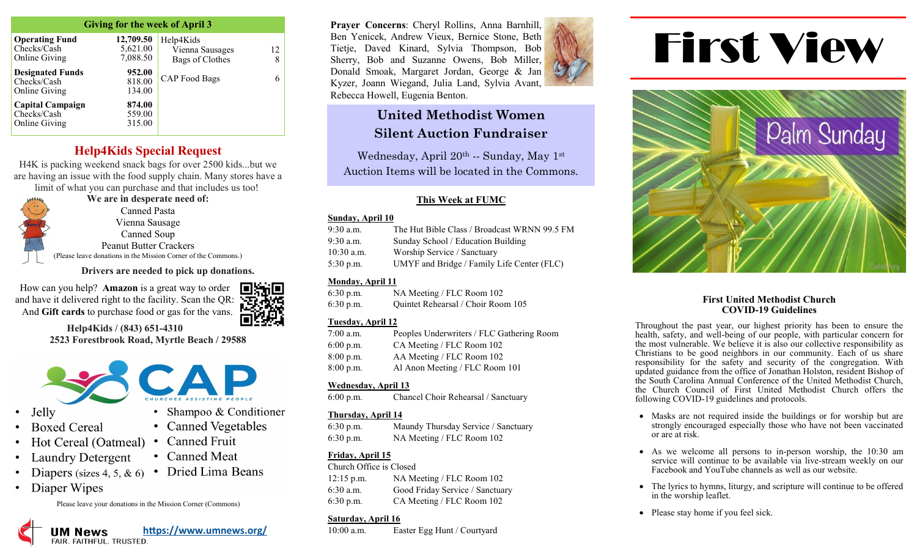## Giving for the week of April 3

| | | | |
|---|---|---|---|
| **Operating Fund** | **12,709.50** | Help4Kids | |
| Checks/Cash | 5,621.00 | Vienna Sausages | 12 |
| Online Giving | 7,088.50 | Bags of Clothes | 8 |
| **Designated Funds** | **952.00** | | |
| Checks/Cash | 818.00 | CAP Food Bags | 6 |
| Online Giving | 134.00 | | |
| **Capital Campaign** | **874.00** | | |
| Checks/Cash | 559.00 | | |
| Online Giving | 315.00 | | |

## Help4Kids Special Request

H4K is packing weekend snack bags for over 2500 kids...but we are having an issue with the food supply chain. Many stores have a limit of what you can purchase and that includes us too!

**We are in desperate need of:**

Canned Pasta
Vienna Sausage
Canned Soup
Peanut Butter Crackers

(Please leave donations in the Mission Corner of the Commons.)

**Drivers are needed to pick up donations.**

How can you help? **Amazon** is a great way to order and have it delivered right to the facility. Scan the QR: And **Gift cards** to purchase food or gas for the vans.

**Help4Kids / (843) 651-4310**
**2523 Forestbrook Road, Myrtle Beach / 29588**

CAP
CHURCHES ASSISTING PEOPLE

- Jelly
- Boxed Cereal
- Hot Cereal (Oatmeal)
- Laundry Detergent
- Diapers (sizes 4, 5, & 6)
- Diaper Wipes
- Shampoo & Conditioner
- Canned Vegetables
- Canned Fruit
- Canned Meat
- Dried Lima Beans

Please leave your donations in the Mission Corner (Commons)

UM News
FAIR. FAITHFUL. TRUSTED.
https://www.umnews.org/

**Prayer Concerns**: Cheryl Rollins, Anna Barnhill, Ben Yenicek, Andrew Vieux, Bernice Stone, Beth Tietje, Daved Kinard, Sylvia Thompson, Bob Sherry, Bob and Suzanne Owens, Bob Miller, Donald Smoak, Margaret Jordan, George & Jan Kyzer, Joann Wiegand, Julia Land, Sylvia Avant, Rebecca Howell, Eugenia Benton.

## United Methodist Women Silent Auction Fundraiser

Wednesday, April 20th -- Sunday, May 1st
Auction Items will be located in the Commons.

## This Week at FUMC

**Sunday, April 10**

| | |
|---|---|
| 9:30 a.m. | The Hut Bible Class / Broadcast WRNN 99.5 FM |
| 9:30 a.m. | Sunday School / Education Building |
| 10:30 a.m. | Worship Service / Sanctuary |
| 5:30 p.m. | UMYF and Bridge / Family Life Center (FLC) |

**Monday, April 11**

| | |
|---|---|
| 6:30 p.m. | NA Meeting / FLC Room 102 |
| 6:30 p.m. | Quintet Rehearsal / Choir Room 105 |

**Tuesday, April 12**

| | |
|---|---|
| 7:00 a.m. | Peoples Underwriters / FLC Gathering Room |
| 6:00 p.m. | CA Meeting / FLC Room 102 |
| 8:00 p.m. | AA Meeting / FLC Room 102 |
| 8:00 p.m. | Al Anon Meeting / FLC Room 101 |

**Wednesday, April 13**

| | |
|---|---|
| 6:00 p.m. | Chancel Choir Rehearsal / Sanctuary |

**Thursday, April 14**

| | |
|---|---|
| 6:30 p.m. | Maundy Thursday Service / Sanctuary |
| 6:30 p.m. | NA Meeting / FLC Room 102 |

**Friday, April 15**

Church Office is Closed

| | |
|---|---|
| 12:15 p.m. | NA Meeting / FLC Room 102 |
| 6:30 a.m. | Good Friday Service / Sanctuary |
| 6:30 p.m. | CA Meeting / FLC Room 102 |

**Saturday, April 16**

| | |
|---|---|
| 10:00 a.m. | Easter Egg Hunt / Courtyard |

# First View

Palm Sunday

**First United Methodist Church**
**COVID-19 Guidelines**

Throughout the past year, our highest priority has been to ensure the health, safety, and well-being of our people, with particular concern for the most vulnerable. We believe it is also our collective responsibility as Christians to be good neighbors in our community. Each of us share responsibility for the safety and security of the congregation. With updated guidance from the office of Jonathan Holston, resident Bishop of the South Carolina Annual Conference of the United Methodist Church, the Church Council of First United Methodist Church offers the following COVID-19 guidelines and protocols.

- Masks are not required inside the buildings or for worship but are strongly encouraged especially those who have not been vaccinated or are at risk.
- As we welcome all persons to in-person worship, the 10:30 am service will continue to be available via live-stream weekly on our Facebook and YouTube channels as well as our website.
- The lyrics to hymns, liturgy, and scripture will continue to be offered in the worship leaflet.
- Please stay home if you feel sick.